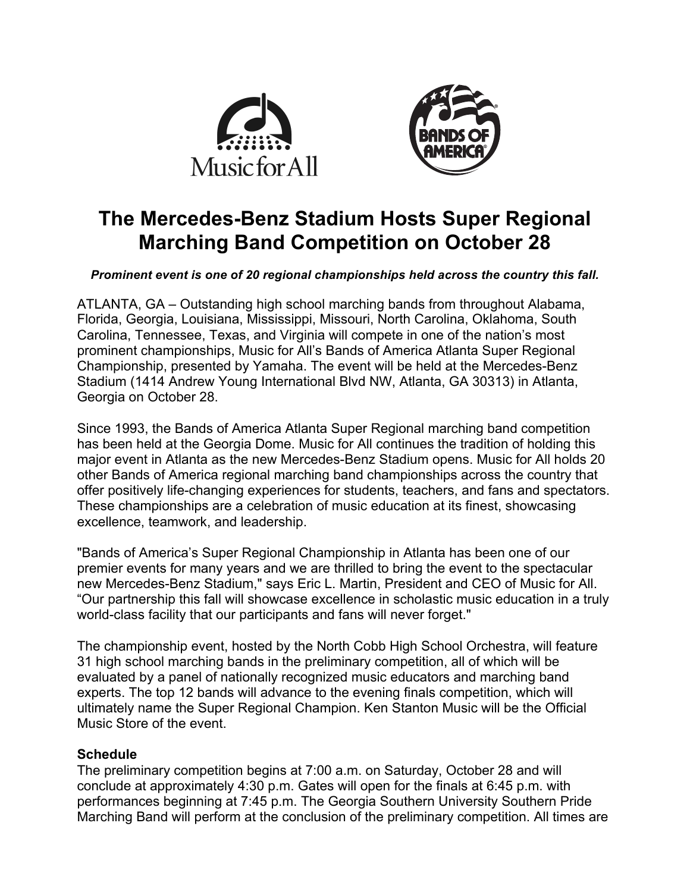# The Mercedes-Benz Stadium Hosts Super Regional Marching Band Competition on October 28

***Prominent event is one of 20 regional championships held across the country this fall.***

ATLANTA, GA – Outstanding high school marching bands from throughout Alabama, Florida, Georgia, Louisiana, Mississippi, Missouri, North Carolina, Oklahoma, South Carolina, Tennessee, Texas, and Virginia will compete in one of the nation's most prominent championships, Music for All's Bands of America Atlanta Super Regional Championship, presented by Yamaha. The event will be held at the Mercedes-Benz Stadium (1414 Andrew Young International Blvd NW, Atlanta, GA 30313) in Atlanta, Georgia on October 28.

Since 1993, the Bands of America Atlanta Super Regional marching band competition has been held at the Georgia Dome. Music for All continues the tradition of holding this major event in Atlanta as the new Mercedes-Benz Stadium opens. Music for All holds 20 other Bands of America regional marching band championships across the country that offer positively life-changing experiences for students, teachers, and fans and spectators. These championships are a celebration of music education at its finest, showcasing excellence, teamwork, and leadership.

"Bands of America's Super Regional Championship in Atlanta has been one of our premier events for many years and we are thrilled to bring the event to the spectacular new Mercedes-Benz Stadium," says Eric L. Martin, President and CEO of Music for All. "Our partnership this fall will showcase excellence in scholastic music education in a truly world-class facility that our participants and fans will never forget."

The championship event, hosted by the North Cobb High School Orchestra, will feature 31 high school marching bands in the preliminary competition, all of which will be evaluated by a panel of nationally recognized music educators and marching band experts. The top 12 bands will advance to the evening finals competition, which will ultimately name the Super Regional Champion. Ken Stanton Music will be the Official Music Store of the event.

**Schedule**

The preliminary competition begins at 7:00 a.m. on Saturday, October 28 and will conclude at approximately 4:30 p.m. Gates will open for the finals at 6:45 p.m. with performances beginning at 7:45 p.m. The Georgia Southern University Southern Pride Marching Band will perform at the conclusion of the preliminary competition. All times are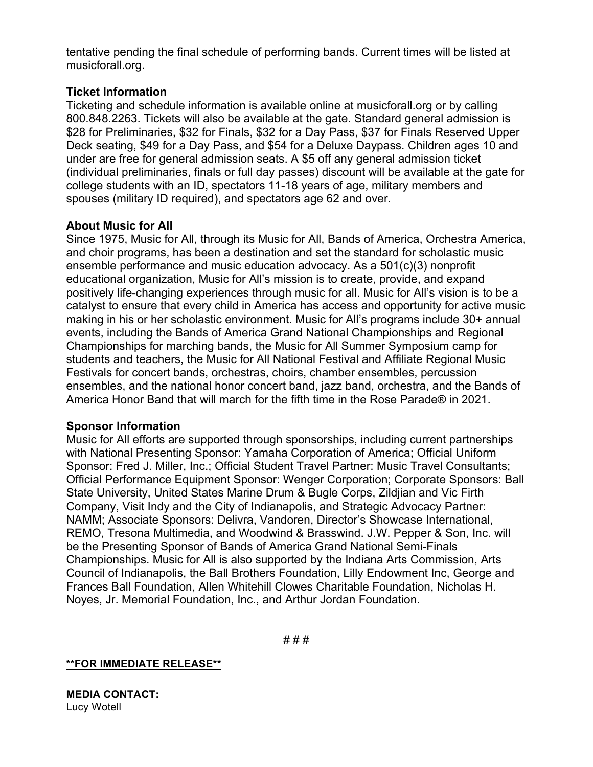tentative pending the final schedule of performing bands. Current times will be listed at musicforall.org.

**Ticket Information**

Ticketing and schedule information is available online at musicforall.org or by calling 800.848.2263. Tickets will also be available at the gate. Standard general admission is $28 for Preliminaries, $32 for Finals, $32 for a Day Pass, $37 for Finals Reserved Upper Deck seating, $49 for a Day Pass, and $54 for a Deluxe Daypass. Children ages 10 and under are free for general admission seats. A $5 off any general admission ticket (individual preliminaries, finals or full day passes) discount will be available at the gate for college students with an ID, spectators 11-18 years of age, military members and spouses (military ID required), and spectators age 62 and over.

**About Music for All**

Since 1975, Music for All, through its Music for All, Bands of America, Orchestra America, and choir programs, has been a destination and set the standard for scholastic music ensemble performance and music education advocacy. As a 501(c)(3) nonprofit educational organization, Music for All's mission is to create, provide, and expand positively life-changing experiences through music for all. Music for All's vision is to be a catalyst to ensure that every child in America has access and opportunity for active music making in his or her scholastic environment. Music for All's programs include 30+ annual events, including the Bands of America Grand National Championships and Regional Championships for marching bands, the Music for All Summer Symposium camp for students and teachers, the Music for All National Festival and Affiliate Regional Music Festivals for concert bands, orchestras, choirs, chamber ensembles, percussion ensembles, and the national honor concert band, jazz band, orchestra, and the Bands of America Honor Band that will march for the fifth time in the Rose Parade® in 2021.

**Sponsor Information**

Music for All efforts are supported through sponsorships, including current partnerships with National Presenting Sponsor: Yamaha Corporation of America; Official Uniform Sponsor: Fred J. Miller, Inc.; Official Student Travel Partner: Music Travel Consultants; Official Performance Equipment Sponsor: Wenger Corporation; Corporate Sponsors: Ball State University, United States Marine Drum & Bugle Corps, Zildjian and Vic Firth Company, Visit Indy and the City of Indianapolis, and Strategic Advocacy Partner: NAMM; Associate Sponsors: Delivra, Vandoren, Director's Showcase International, REMO, Tresona Multimedia, and Woodwind & Brasswind. J.W. Pepper & Son, Inc. will be the Presenting Sponsor of Bands of America Grand National Semi-Finals Championships. Music for All is also supported by the Indiana Arts Commission, Arts Council of Indianapolis, the Ball Brothers Foundation, Lilly Endowment Inc, George and Frances Ball Foundation, Allen Whitehill Clowes Charitable Foundation, Nicholas H. Noyes, Jr. Memorial Foundation, Inc., and Arthur Jordan Foundation.

# # #

**\*\*FOR IMMEDIATE RELEASE\*\***

**MEDIA CONTACT:**
Lucy Wotell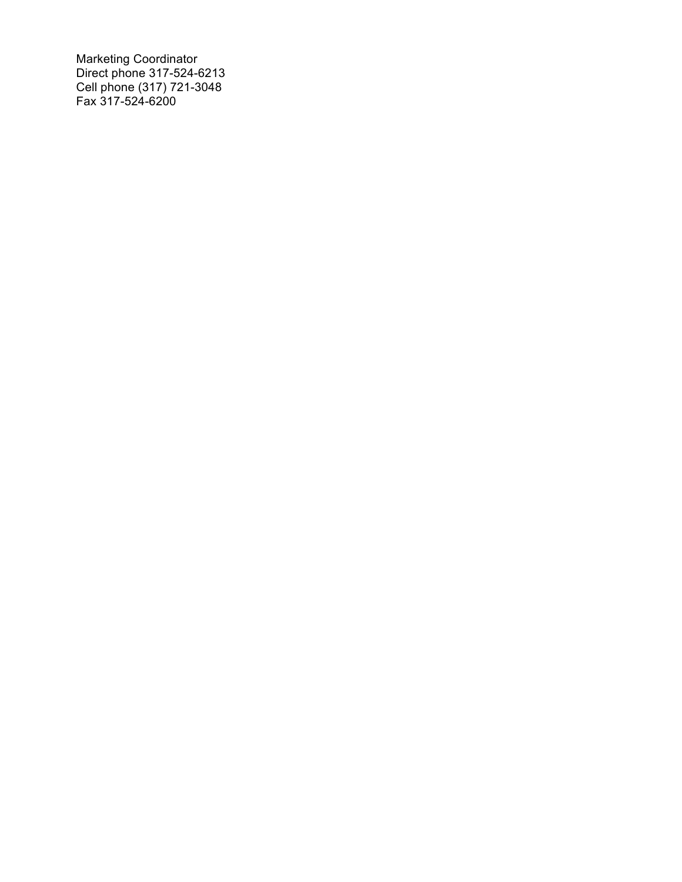Marketing Coordinator
Direct phone 317-524-6213
Cell phone (317) 721-3048
Fax 317-524-6200